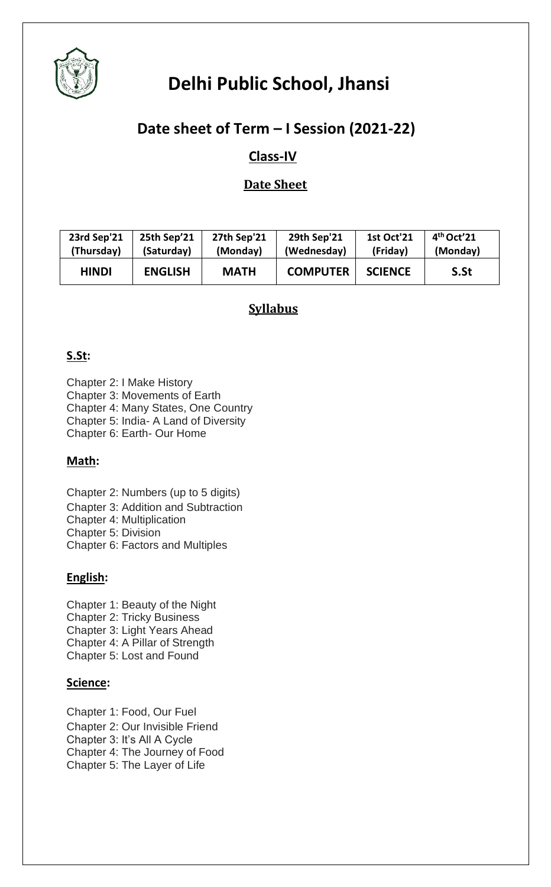# Delhi Public School, Jhansi

## Date sheet of Term – I Session (2021-22)

### Class-IV

### Date Sheet

| 23rd Sep'21 (Thursday) | 25th Sep'21 (Saturday) | 27th Sep'21 (Monday) | 29th Sep'21 (Wednesday) | 1st Oct'21 (Friday) | 4th Oct'21 (Monday) |
|---|---|---|---|---|---|
| HINDI | ENGLISH | MATH | COMPUTER | SCIENCE | S.St |

### Syllabus

**S.St:**

Chapter 2: I Make History
Chapter 3: Movements of Earth
Chapter 4: Many States, One Country
Chapter 5: India- A Land of Diversity
Chapter 6: Earth- Our Home

**Math:**

Chapter 2: Numbers (up to 5 digits)
Chapter 3: Addition and Subtraction
Chapter 4: Multiplication
Chapter 5: Division
Chapter 6: Factors and Multiples

**English:**

Chapter 1: Beauty of the Night
Chapter 2: Tricky Business
Chapter 3: Light Years Ahead
Chapter 4: A Pillar of Strength
Chapter 5: Lost and Found

**Science:**

Chapter 1: Food, Our Fuel
Chapter 2: Our Invisible Friend
Chapter 3: It's All A Cycle
Chapter 4: The Journey of Food
Chapter 5: The Layer of Life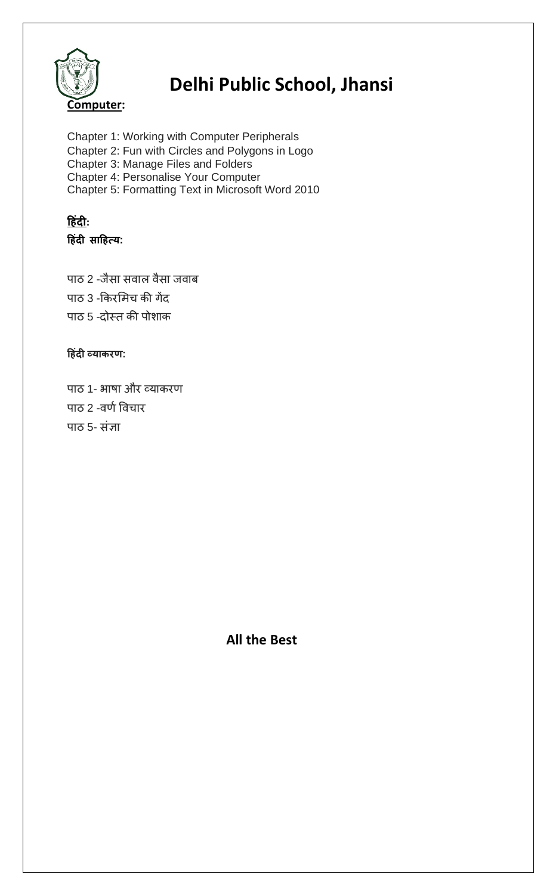# Delhi Public School, Jhansi

**Computer:**

Chapter 1: Working with Computer Peripherals
Chapter 2: Fun with Circles and Polygons in Logo
Chapter 3: Manage Files and Folders
Chapter 4: Personalise Your Computer
Chapter 5: Formatting Text in Microsoft Word 2010

**हिंदी:**

**हिंदी साहित्य:**

पाठ 2 -जैसा सवाल वैसा जवाब
पाठ 3 -किरमिच की गेंद
पाठ 5 -दोस्त की पोशाक

**हिंदी व्याकरण:**

पाठ 1- भाषा और व्याकरण
पाठ 2 -वर्ण विचार
पाठ 5- संज्ञा

**All the Best**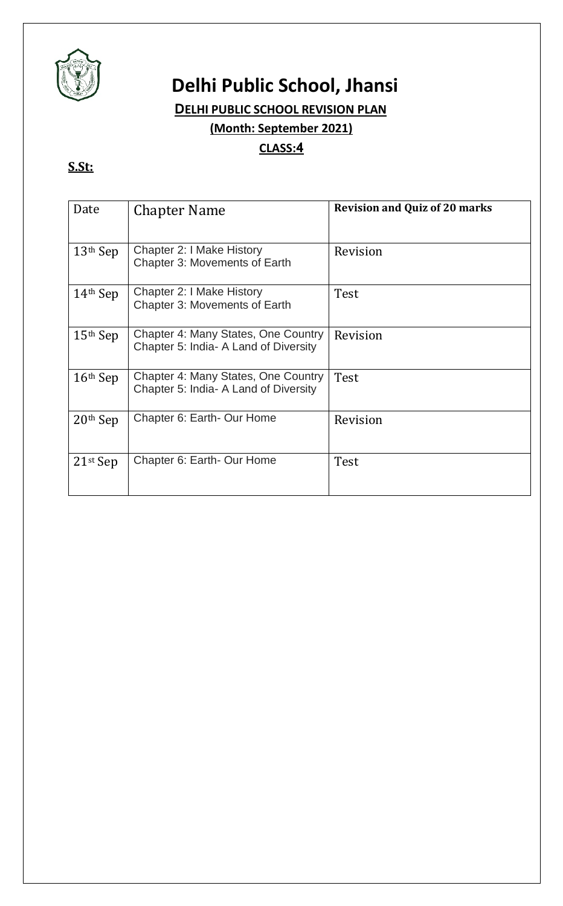# Delhi Public School, Jhansi

**DELHI PUBLIC SCHOOL REVISION PLAN**

**(Month: September 2021)**

**CLASS:4**

**S.St:**

| Date | Chapter Name | **Revision and Quiz of 20 marks** |
| --- | --- | --- |
| 13th Sep | Chapter 2: I Make History<br>Chapter 3: Movements of Earth | Revision |
| 14th Sep | Chapter 2: I Make History<br>Chapter 3: Movements of Earth | Test |
| 15th Sep | Chapter 4: Many States, One Country<br>Chapter 5: India- A Land of Diversity | Revision |
| 16th Sep | Chapter 4: Many States, One Country<br>Chapter 5: India- A Land of Diversity | Test |
| 20th Sep | Chapter 6: Earth- Our Home | Revision |
| 21st Sep | Chapter 6: Earth- Our Home | Test |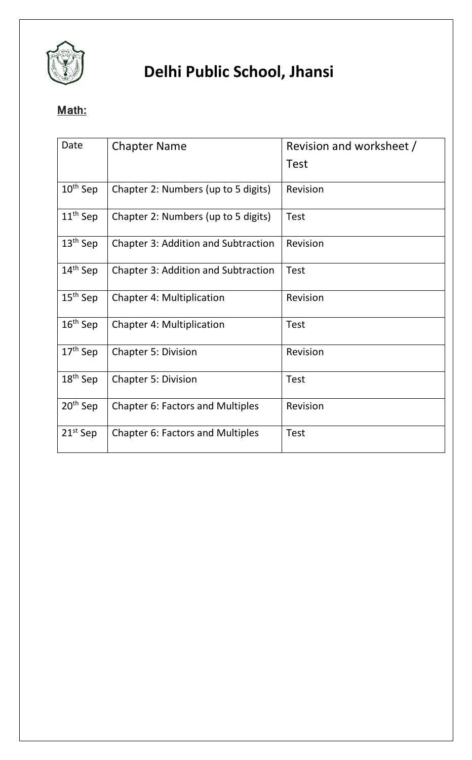# Delhi Public School, Jhansi

**Math:**

| Date | Chapter Name | Revision and worksheet / Test |
|---|---|---|
| 10th Sep | Chapter 2: Numbers (up to 5 digits) | Revision |
| 11th Sep | Chapter 2: Numbers (up to 5 digits) | Test |
| 13th Sep | Chapter 3: Addition and Subtraction | Revision |
| 14th Sep | Chapter 3: Addition and Subtraction | Test |
| 15th Sep | Chapter 4: Multiplication | Revision |
| 16th Sep | Chapter 4: Multiplication | Test |
| 17th Sep | Chapter 5: Division | Revision |
| 18th Sep | Chapter 5: Division | Test |
| 20th Sep | Chapter 6: Factors and Multiples | Revision |
| 21st Sep | Chapter 6: Factors and Multiples | Test |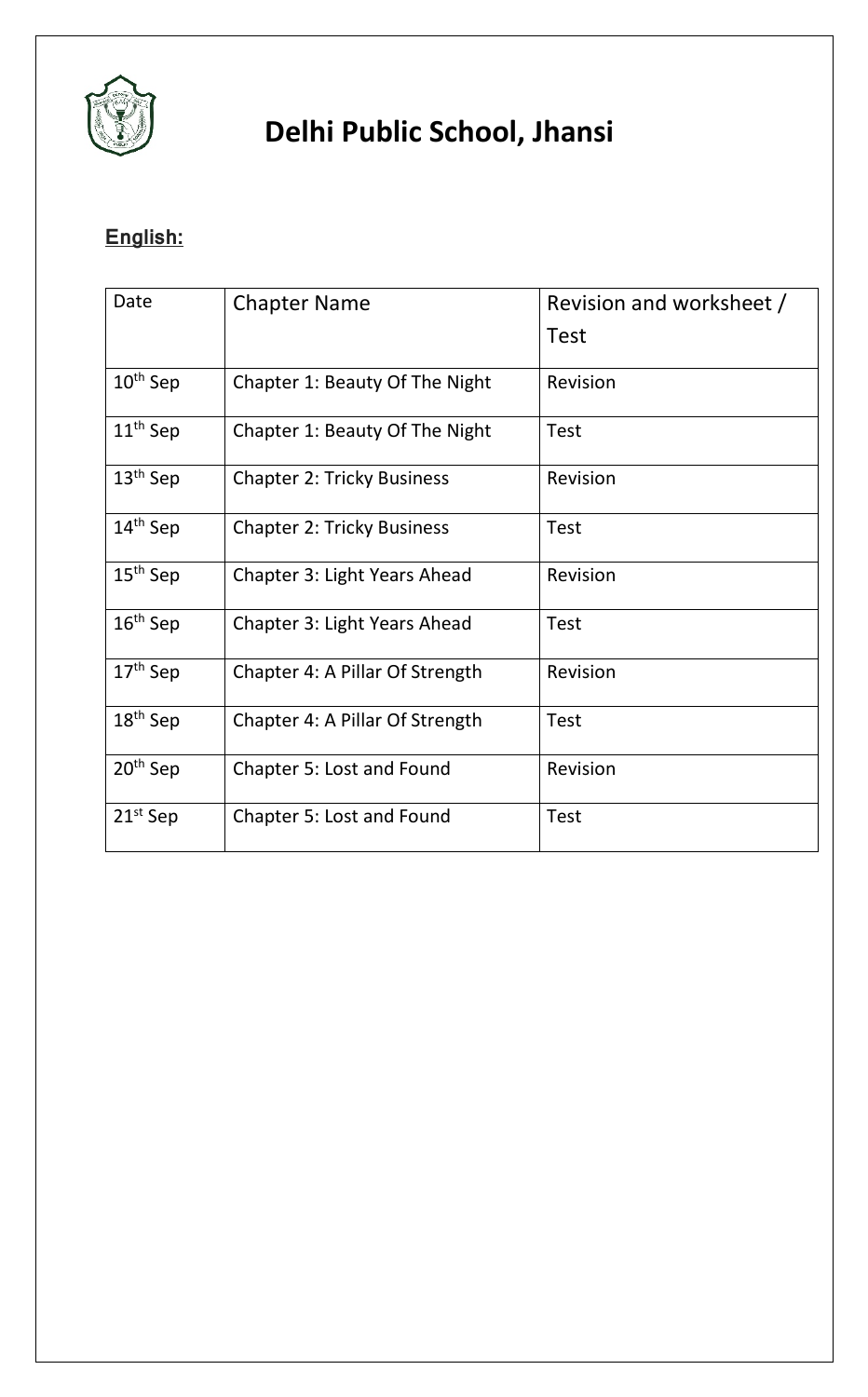# Delhi Public School, Jhansi

**English:**

| Date | Chapter Name | Revision and worksheet / Test |
|---|---|---|
| 10th Sep | Chapter 1: Beauty Of The Night | Revision |
| 11th Sep | Chapter 1: Beauty Of The Night | Test |
| 13th Sep | Chapter 2: Tricky Business | Revision |
| 14th Sep | Chapter 2: Tricky Business | Test |
| 15th Sep | Chapter 3: Light Years Ahead | Revision |
| 16th Sep | Chapter 3: Light Years Ahead | Test |
| 17th Sep | Chapter 4: A Pillar Of Strength | Revision |
| 18th Sep | Chapter 4: A Pillar Of Strength | Test |
| 20th Sep | Chapter 5: Lost and Found | Revision |
| 21st Sep | Chapter 5: Lost and Found | Test |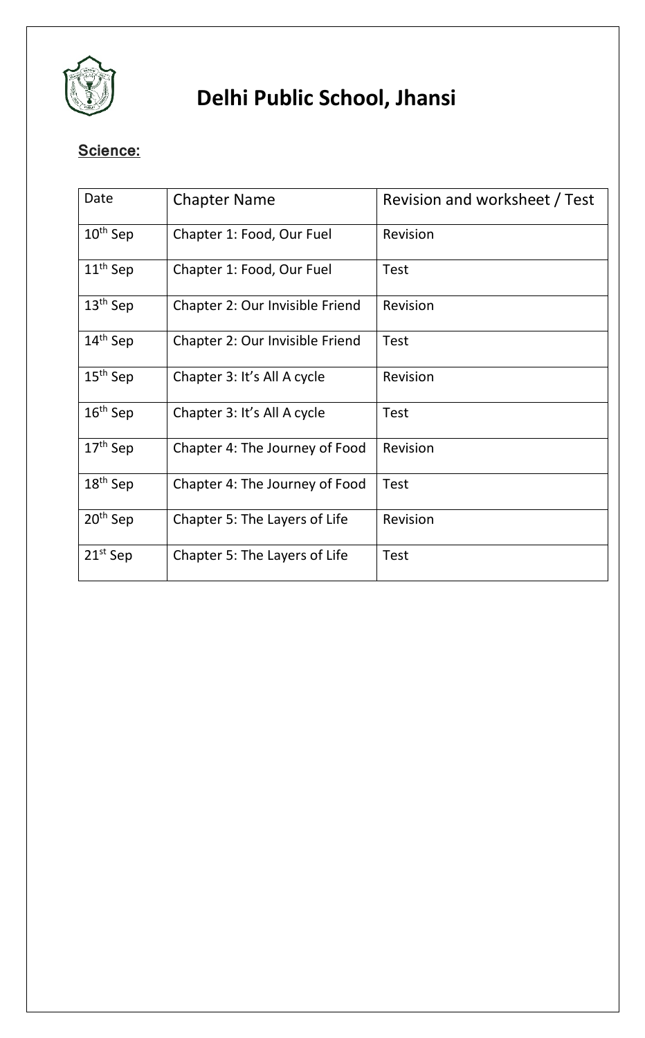# Delhi Public School, Jhansi

**Science:**

| Date | Chapter Name | Revision and worksheet / Test |
|---|---|---|
| 10th Sep | Chapter 1: Food, Our Fuel | Revision |
| 11th Sep | Chapter 1: Food, Our Fuel | Test |
| 13th Sep | Chapter 2: Our Invisible Friend | Revision |
| 14th Sep | Chapter 2: Our Invisible Friend | Test |
| 15th Sep | Chapter 3: It's All A cycle | Revision |
| 16th Sep | Chapter 3: It's All A cycle | Test |
| 17th Sep | Chapter 4: The Journey of Food | Revision |
| 18th Sep | Chapter 4: The Journey of Food | Test |
| 20th Sep | Chapter 5: The Layers of Life | Revision |
| 21st Sep | Chapter 5: The Layers of Life | Test |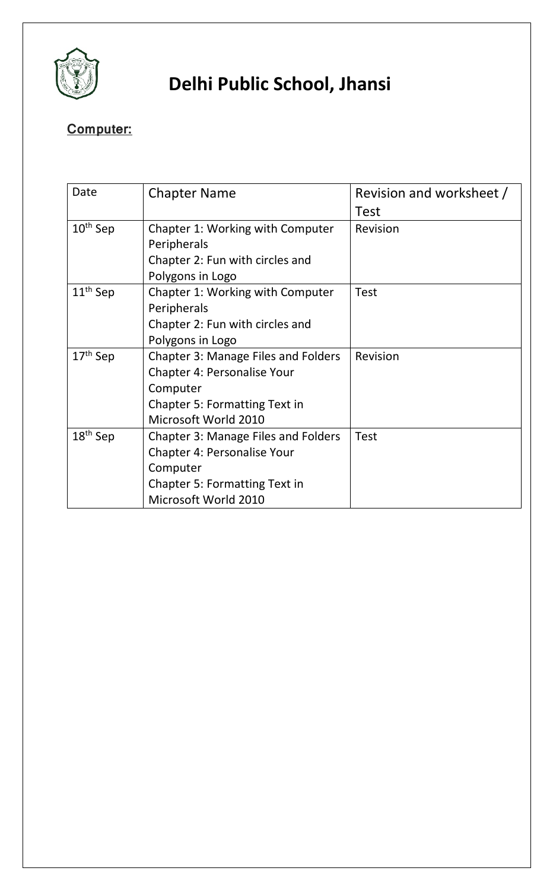# Delhi Public School, Jhansi

**Computer:**

| Date | Chapter Name | Revision and worksheet / Test |
|---|---|---|
| 10th Sep | Chapter 1: Working with Computer Peripherals<br>Chapter 2: Fun with circles and Polygons in Logo | Revision |
| 11th Sep | Chapter 1: Working with Computer Peripherals<br>Chapter 2: Fun with circles and Polygons in Logo | Test |
| 17th Sep | Chapter 3: Manage Files and Folders<br>Chapter 4: Personalise Your Computer<br>Chapter 5: Formatting Text in Microsoft World 2010 | Revision |
| 18th Sep | Chapter 3: Manage Files and Folders<br>Chapter 4: Personalise Your Computer<br>Chapter 5: Formatting Text in Microsoft World 2010 | Test |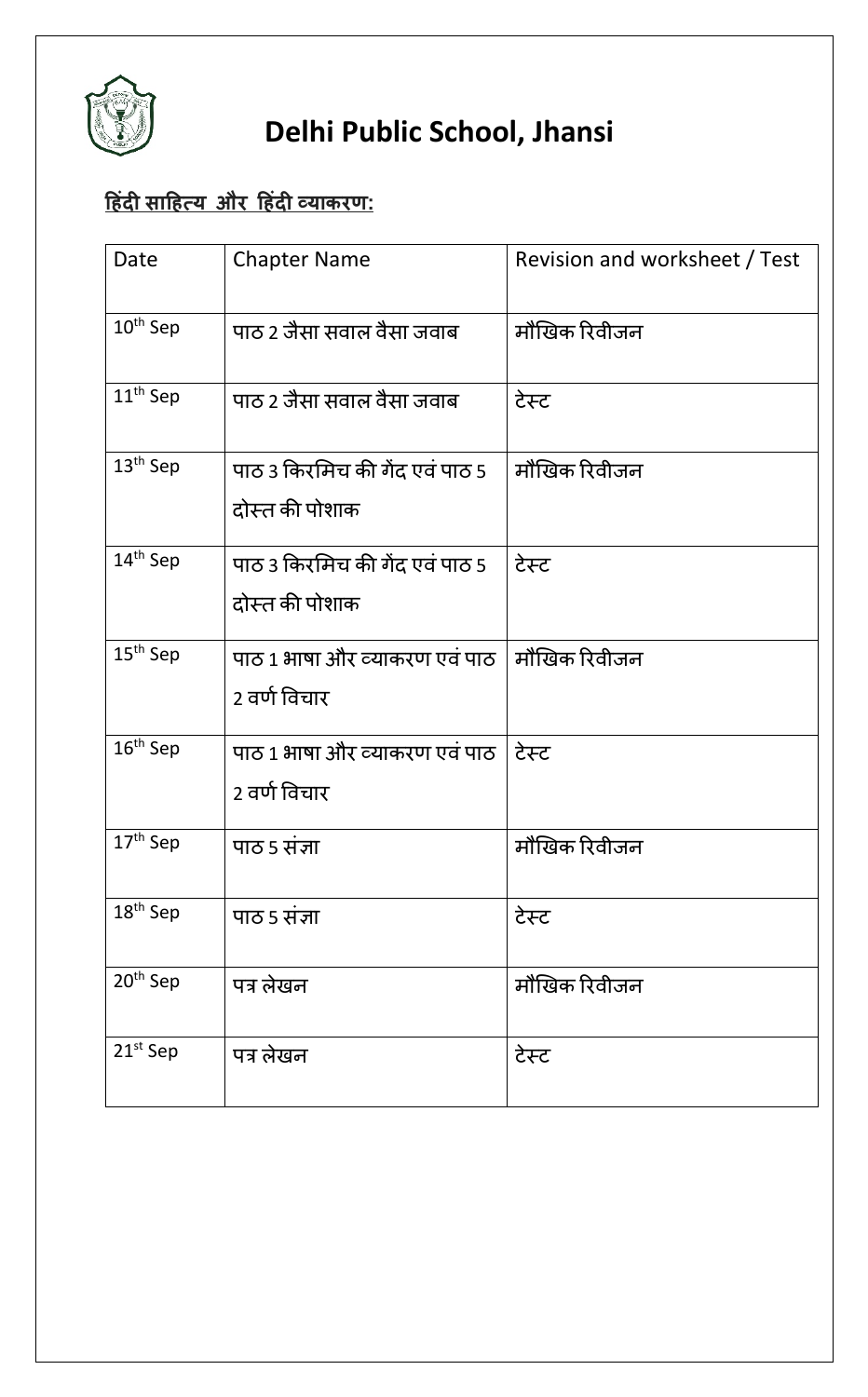# Delhi Public School, Jhansi

**हिंदी साहित्य और हिंदी व्याकरण:**

| Date | Chapter Name | Revision and worksheet / Test |
|---|---|---|
| 10th Sep | पाठ 2 जैसा सवाल वैसा जवाब | मौखिक रिवीजन |
| 11th Sep | पाठ 2 जैसा सवाल वैसा जवाब | टेस्ट |
| 13th Sep | पाठ 3 किरमिच की गेंद एवं पाठ 5 दोस्त की पोशाक | मौखिक रिवीजन |
| 14th Sep | पाठ 3 किरमिच की गेंद एवं पाठ 5 दोस्त की पोशाक | टेस्ट |
| 15th Sep | पाठ 1 भाषा और व्याकरण एवं पाठ 2 वर्ण विचार | मौखिक रिवीजन |
| 16th Sep | पाठ 1 भाषा और व्याकरण एवं पाठ 2 वर्ण विचार | टेस्ट |
| 17th Sep | पाठ 5 संज्ञा | मौखिक रिवीजन |
| 18th Sep | पाठ 5 संज्ञा | टेस्ट |
| 20th Sep | पत्र लेखन | मौखिक रिवीजन |
| 21st Sep | पत्र लेखन | टेस्ट |